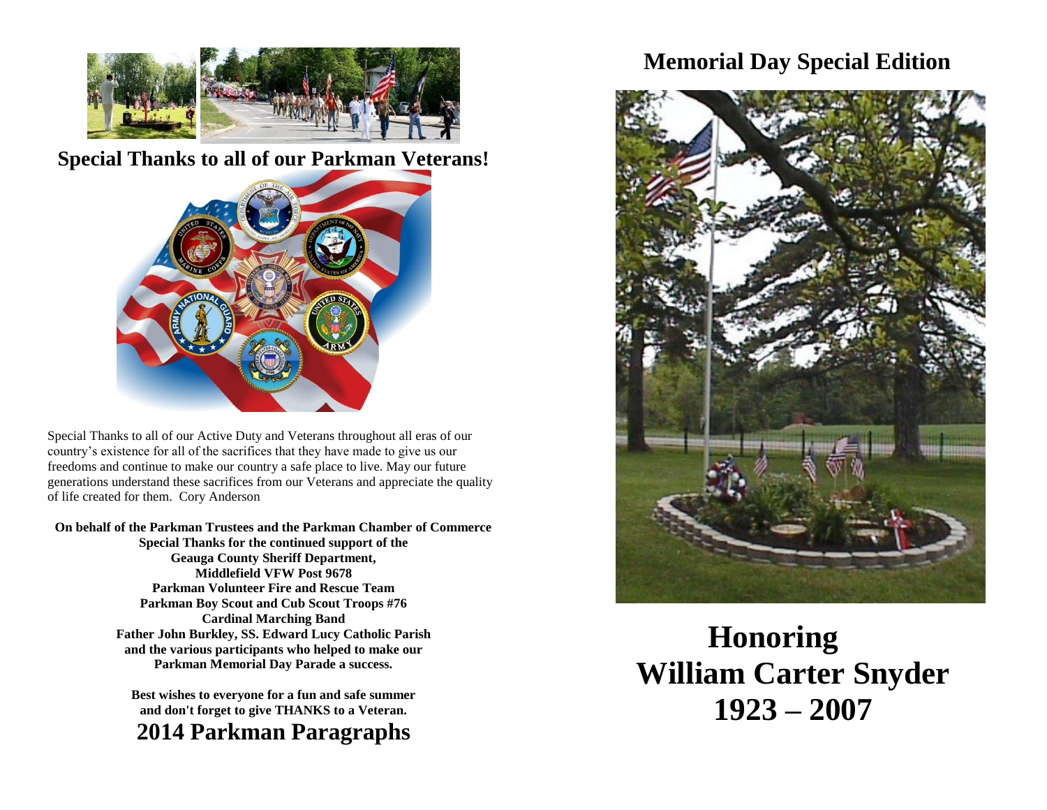## Special Thanks to all of our Parkman Veterans!

Special Thanks to all of our Active Duty and Veterans throughout all eras of our country's existence for all of the sacrifices that they have made to give us our freedoms and continue to make our country a safe place to live. May our future generations understand these sacrifices from our Veterans and appreciate the quality of life created for them. Cory Anderson

**On behalf of the Parkman Trustees and the Parkman Chamber of Commerce**
**Special Thanks for the continued support of the**
**Geauga County Sheriff Department,**
**Middlefield VFW Post 9678**
**Parkman Volunteer Fire and Rescue Team**
**Parkman Boy Scout and Cub Scout Troops #76**
**Cardinal Marching Band**
**Father John Burkley, SS. Edward Lucy Catholic Parish**
**and the various participants who helped to make our**
**Parkman Memorial Day Parade a success.**

**Best wishes to everyone for a fun and safe summer**
**and don't forget to give THANKS to a Veteran.**

## 2014 Parkman Paragraphs

## Memorial Day Special Edition

# Honoring William Carter Snyder 1923 – 2007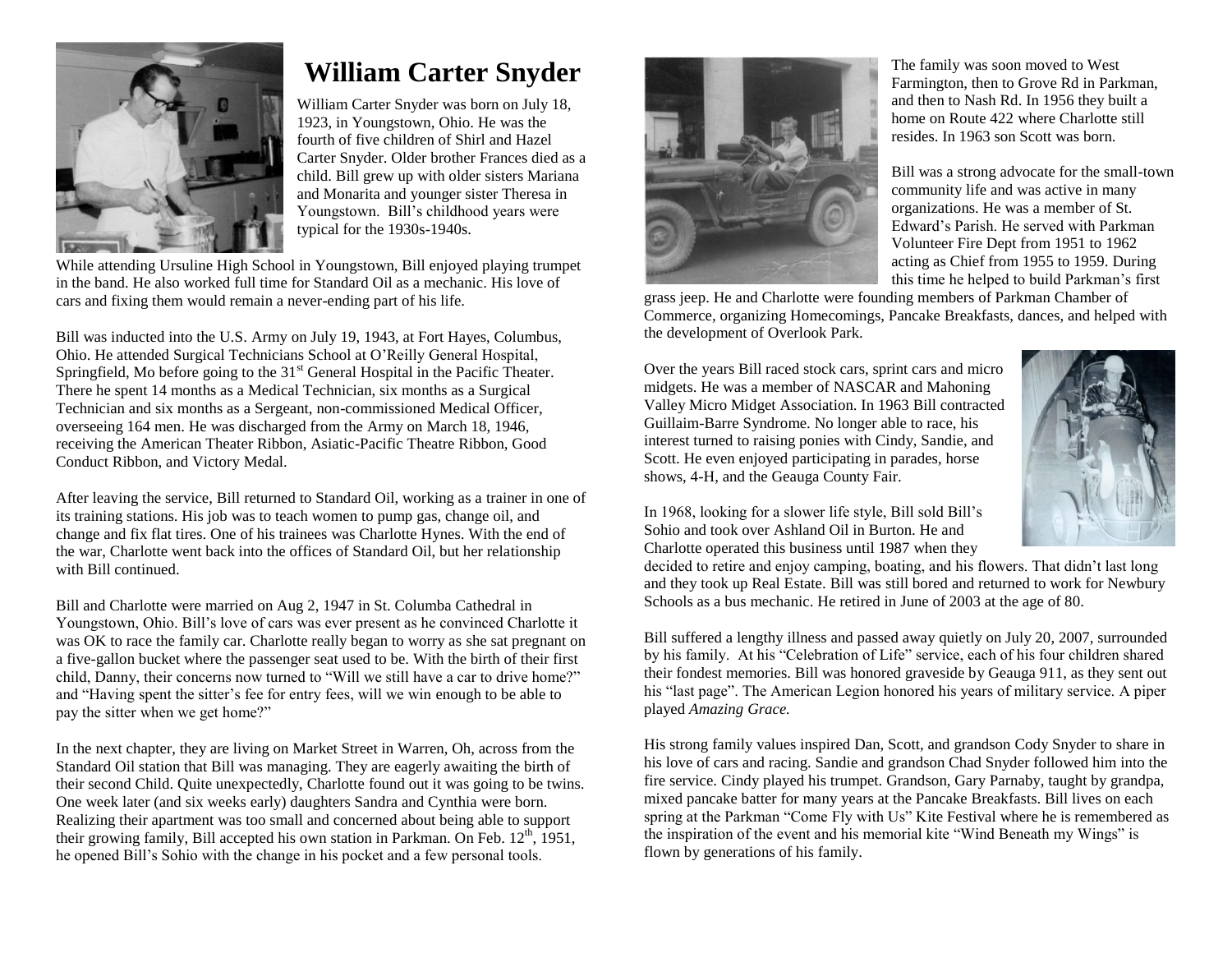# William Carter Snyder

William Carter Snyder was born on July 18, 1923, in Youngstown, Ohio. He was the fourth of five children of Shirl and Hazel Carter Snyder. Older brother Frances died as a child. Bill grew up with older sisters Mariana and Monarita and younger sister Theresa in Youngstown. Bill's childhood years were typical for the 1930s-1940s.

While attending Ursuline High School in Youngstown, Bill enjoyed playing trumpet in the band. He also worked full time for Standard Oil as a mechanic. His love of cars and fixing them would remain a never-ending part of his life.

Bill was inducted into the U.S. Army on July 19, 1943, at Fort Hayes, Columbus, Ohio. He attended Surgical Technicians School at O'Reilly General Hospital, Springfield, Mo before going to the 31st General Hospital in the Pacific Theater. There he spent 14 months as a Medical Technician, six months as a Surgical Technician and six months as a Sergeant, non-commissioned Medical Officer, overseeing 164 men. He was discharged from the Army on March 18, 1946, receiving the American Theater Ribbon, Asiatic-Pacific Theatre Ribbon, Good Conduct Ribbon, and Victory Medal.

After leaving the service, Bill returned to Standard Oil, working as a trainer in one of its training stations. His job was to teach women to pump gas, change oil, and change and fix flat tires. One of his trainees was Charlotte Hynes. With the end of the war, Charlotte went back into the offices of Standard Oil, but her relationship with Bill continued.

Bill and Charlotte were married on Aug 2, 1947 in St. Columba Cathedral in Youngstown, Ohio. Bill's love of cars was ever present as he convinced Charlotte it was OK to race the family car. Charlotte really began to worry as she sat pregnant on a five-gallon bucket where the passenger seat used to be. With the birth of their first child, Danny, their concerns now turned to "Will we still have a car to drive home?" and "Having spent the sitter's fee for entry fees, will we win enough to be able to pay the sitter when we get home?"

In the next chapter, they are living on Market Street in Warren, Oh, across from the Standard Oil station that Bill was managing. They are eagerly awaiting the birth of their second Child. Quite unexpectedly, Charlotte found out it was going to be twins. One week later (and six weeks early) daughters Sandra and Cynthia were born. Realizing their apartment was too small and concerned about being able to support their growing family, Bill accepted his own station in Parkman. On Feb. 12th, 1951, he opened Bill's Sohio with the change in his pocket and a few personal tools.

The family was soon moved to West Farmington, then to Grove Rd in Parkman, and then to Nash Rd. In 1956 they built a home on Route 422 where Charlotte still resides. In 1963 son Scott was born.

Bill was a strong advocate for the small-town community life and was active in many organizations. He was a member of St. Edward's Parish. He served with Parkman Volunteer Fire Dept from 1951 to 1962 acting as Chief from 1955 to 1959. During this time he helped to build Parkman's first grass jeep. He and Charlotte were founding members of Parkman Chamber of Commerce, organizing Homecomings, Pancake Breakfasts, dances, and helped with the development of Overlook Park.

Over the years Bill raced stock cars, sprint cars and micro midgets. He was a member of NASCAR and Mahoning Valley Micro Midget Association. In 1963 Bill contracted Guillain-Barre Syndrome. No longer able to race, his interest turned to raising ponies with Cindy, Sandie, and Scott. He even enjoyed participating in parades, horse shows, 4-H, and the Geauga County Fair.

In 1968, looking for a slower life style, Bill sold Bill's Sohio and took over Ashland Oil in Burton. He and Charlotte operated this business until 1987 when they decided to retire and enjoy camping, boating, and his flowers. That didn't last long and they took up Real Estate. Bill was still bored and returned to work for Newbury Schools as a bus mechanic. He retired in June of 2003 at the age of 80.

Bill suffered a lengthy illness and passed away quietly on July 20, 2007, surrounded by his family. At his "Celebration of Life" service, each of his four children shared their fondest memories. Bill was honored graveside by Geauga 911, as they sent out his "last page". The American Legion honored his years of military service. A piper played *Amazing Grace.*

His strong family values inspired Dan, Scott, and grandson Cody Snyder to share in his love of cars and racing. Sandie and grandson Chad Snyder followed him into the fire service. Cindy played his trumpet. Grandson, Gary Parnaby, taught by grandpa, mixed pancake batter for many years at the Pancake Breakfasts. Bill lives on each spring at the Parkman "Come Fly with Us" Kite Festival where he is remembered as the inspiration of the event and his memorial kite "Wind Beneath my Wings" is flown by generations of his family.